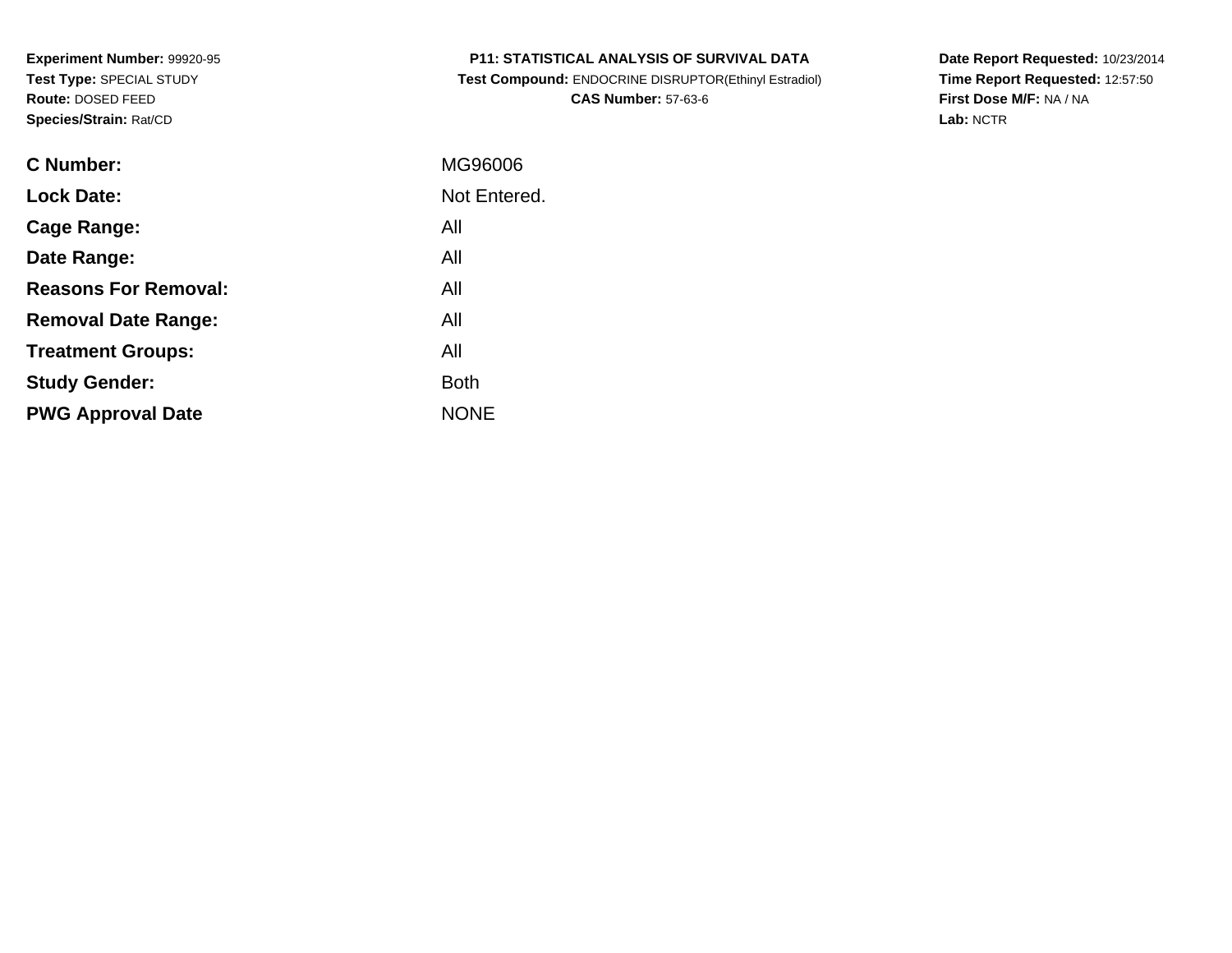**Experiment Number:** 99920-95
**Test Type:** SPECIAL STUDY
**Route:** DOSED FEED
**Species/Strain:** Rat/CD

**P11: STATISTICAL ANALYSIS OF SURVIVAL DATA**
**Test Compound:** ENDOCRINE DISRUPTOR(Ethinyl Estradiol)
**CAS Number:** 57-63-6

**Date Report Requested:** 10/23/2014
**Time Report Requested:** 12:57:50
**First Dose M/F:** NA / NA
**Lab:** NCTR

| | |
|---|---|
| **C Number:** | MG96006 |
| **Lock Date:** | Not Entered. |
| **Cage Range:** | All |
| **Date Range:** | All |
| **Reasons For Removal:** | All |
| **Removal Date Range:** | All |
| **Treatment Groups:** | All |
| **Study Gender:** | Both |
| **PWG Approval Date** | NONE |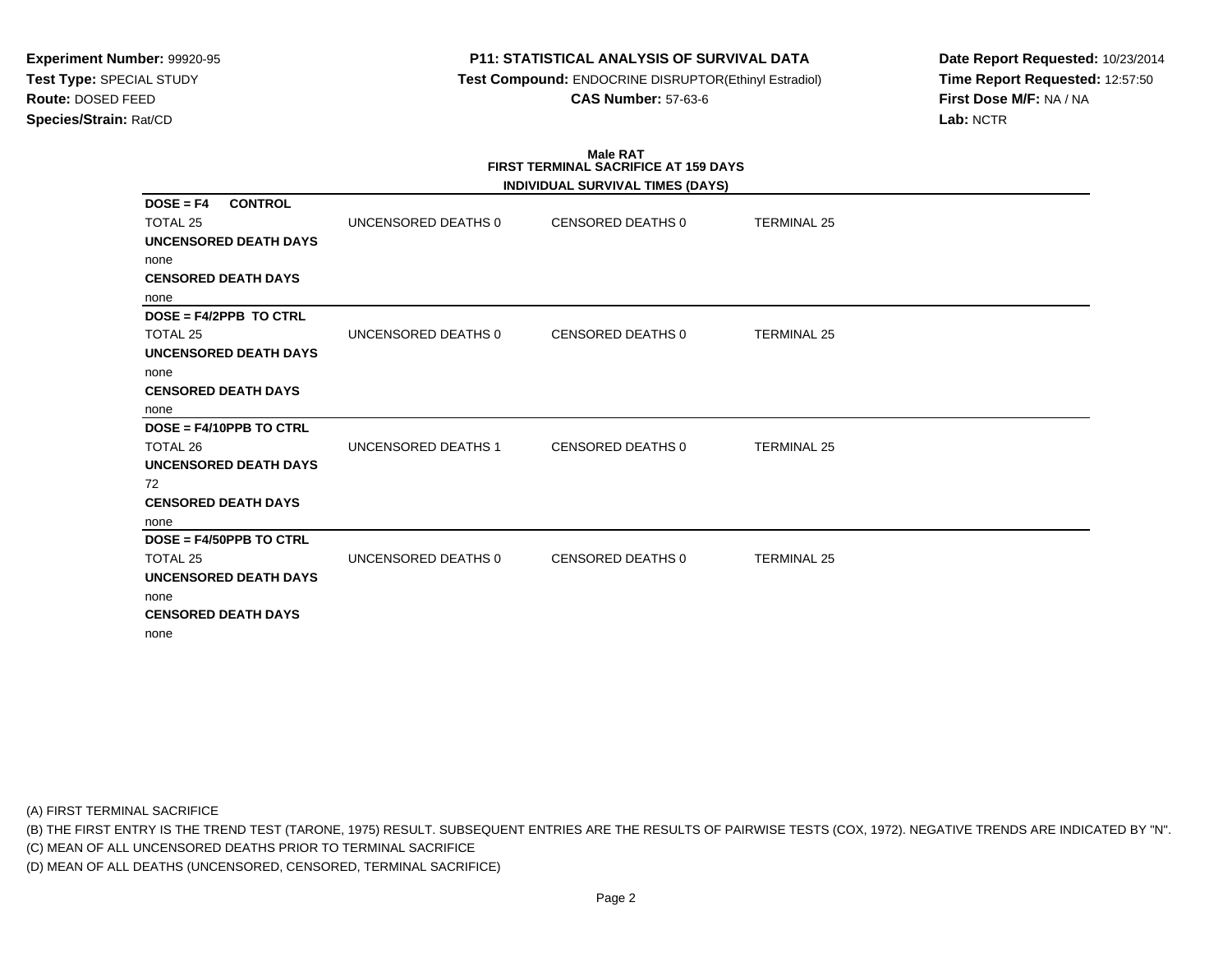**Experiment Number:** 99920-95
**Test Type:** SPECIAL STUDY
**Route:** DOSED FEED
**Species/Strain:** Rat/CD

**P11: STATISTICAL ANALYSIS OF SURVIVAL DATA**
**Test Compound:** ENDOCRINE DISRUPTOR(Ethinyl Estradiol)
**CAS Number:** 57-63-6

**Date Report Requested:** 10/23/2014
**Time Report Requested:** 12:57:50
**First Dose M/F:** NA / NA
**Lab:** NCTR

**Male RAT**
**FIRST TERMINAL SACRIFICE AT 159 DAYS**
**INDIVIDUAL SURVIVAL TIMES (DAYS)**

**DOSE = F4 CONTROL**

| TOTAL 25 | UNCENSORED DEATHS 0 | CENSORED DEATHS 0 | TERMINAL 25 |
|---|---|---|---|

**UNCENSORED DEATH DAYS**
none
**CENSORED DEATH DAYS**
none

**DOSE = F4/2PPB TO CTRL**

| TOTAL 25 | UNCENSORED DEATHS 0 | CENSORED DEATHS 0 | TERMINAL 25 |
|---|---|---|---|

**UNCENSORED DEATH DAYS**
none
**CENSORED DEATH DAYS**
none

**DOSE = F4/10PPB TO CTRL**

| TOTAL 26 | UNCENSORED DEATHS 1 | CENSORED DEATHS 0 | TERMINAL 25 |
|---|---|---|---|

**UNCENSORED DEATH DAYS**
72
**CENSORED DEATH DAYS**
none

**DOSE = F4/50PPB TO CTRL**

| TOTAL 25 | UNCENSORED DEATHS 0 | CENSORED DEATHS 0 | TERMINAL 25 |
|---|---|---|---|

**UNCENSORED DEATH DAYS**
none
**CENSORED DEATH DAYS**
none

(A) FIRST TERMINAL SACRIFICE
(B) THE FIRST ENTRY IS THE TREND TEST (TARONE, 1975) RESULT. SUBSEQUENT ENTRIES ARE THE RESULTS OF PAIRWISE TESTS (COX, 1972). NEGATIVE TRENDS ARE INDICATED BY "N".
(C) MEAN OF ALL UNCENSORED DEATHS PRIOR TO TERMINAL SACRIFICE
(D) MEAN OF ALL DEATHS (UNCENSORED, CENSORED, TERMINAL SACRIFICE)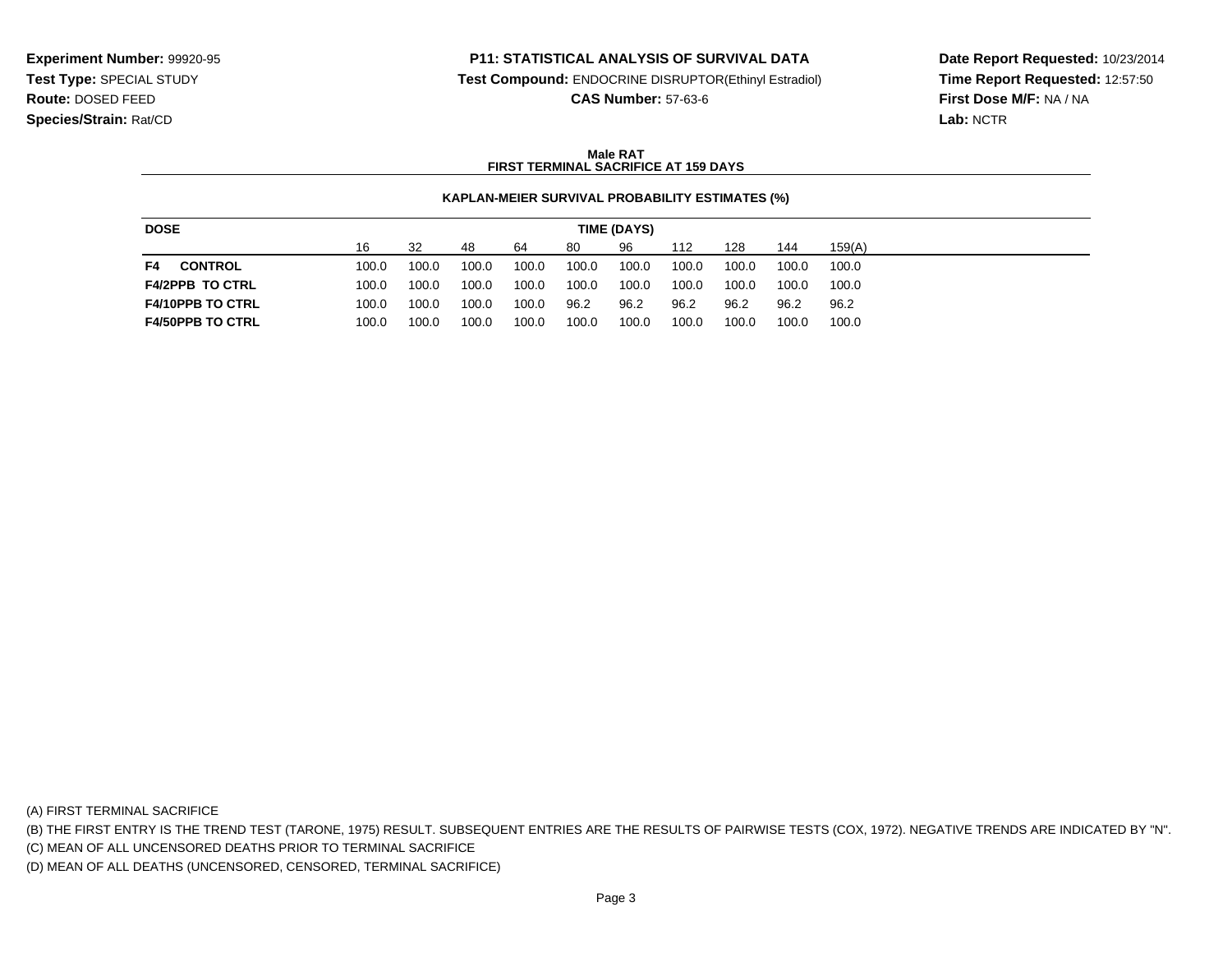**Experiment Number:** 99920-95
**Test Type:** SPECIAL STUDY
**Route:** DOSED FEED
**Species/Strain:** Rat/CD

**P11: STATISTICAL ANALYSIS OF SURVIVAL DATA**
**Test Compound:** ENDOCRINE DISRUPTOR(Ethinyl Estradiol)
**CAS Number:** 57-63-6

**Date Report Requested:** 10/23/2014
**Time Report Requested:** 12:57:50
**First Dose M/F:** NA / NA
**Lab:** NCTR

**Male RAT**
**FIRST TERMINAL SACRIFICE AT 159 DAYS**

**KAPLAN-MEIER SURVIVAL PROBABILITY ESTIMATES (%)**

| DOSE | TIME (DAYS) | | | | | | | | | |
|---|---|---|---|---|---|---|---|---|---|---|
| | 16 | 32 | 48 | 64 | 80 | 96 | 112 | 128 | 144 | 159(A) |
| **F4 CONTROL** | 100.0 | 100.0 | 100.0 | 100.0 | 100.0 | 100.0 | 100.0 | 100.0 | 100.0 | 100.0 |
| **F4/2PPB TO CTRL** | 100.0 | 100.0 | 100.0 | 100.0 | 100.0 | 100.0 | 100.0 | 100.0 | 100.0 | 100.0 |
| **F4/10PPB TO CTRL** | 100.0 | 100.0 | 100.0 | 100.0 | 96.2 | 96.2 | 96.2 | 96.2 | 96.2 | 96.2 |
| **F4/50PPB TO CTRL** | 100.0 | 100.0 | 100.0 | 100.0 | 100.0 | 100.0 | 100.0 | 100.0 | 100.0 | 100.0 |

(A) FIRST TERMINAL SACRIFICE
(B) THE FIRST ENTRY IS THE TREND TEST (TARONE, 1975) RESULT. SUBSEQUENT ENTRIES ARE THE RESULTS OF PAIRWISE TESTS (COX, 1972). NEGATIVE TRENDS ARE INDICATED BY "N".
(C) MEAN OF ALL UNCENSORED DEATHS PRIOR TO TERMINAL SACRIFICE
(D) MEAN OF ALL DEATHS (UNCENSORED, CENSORED, TERMINAL SACRIFICE)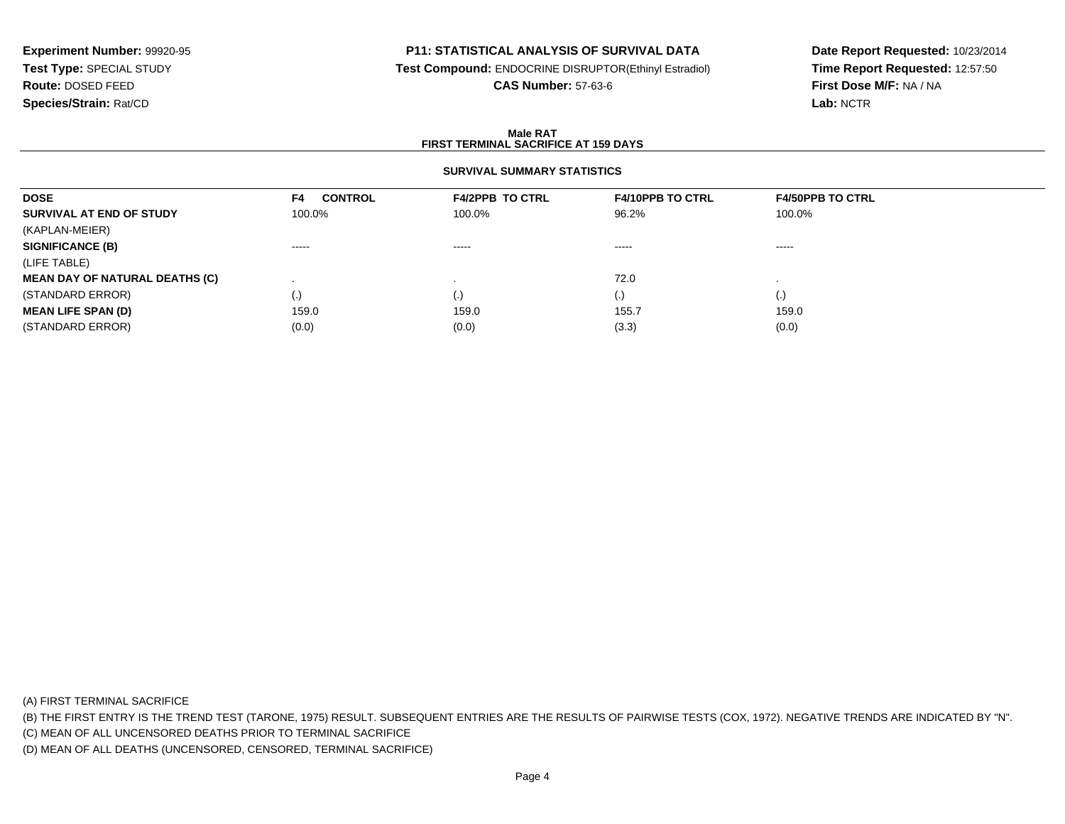**Experiment Number:** 99920-95
**Test Type:** SPECIAL STUDY
**Route:** DOSED FEED
**Species/Strain:** Rat/CD

**P11: STATISTICAL ANALYSIS OF SURVIVAL DATA**
**Test Compound:** ENDOCRINE DISRUPTOR(Ethinyl Estradiol)
**CAS Number:** 57-63-6

**Date Report Requested:** 10/23/2014
**Time Report Requested:** 12:57:50
**First Dose M/F:** NA / NA
**Lab:** NCTR

## Male RAT
## FIRST TERMINAL SACRIFICE AT 159 DAYS

### SURVIVAL SUMMARY STATISTICS

| DOSE | F4 CONTROL | F4/2PPB TO CTRL | F4/10PPB TO CTRL | F4/50PPB TO CTRL |
|---|---|---|---|---|
| **SURVIVAL AT END OF STUDY** | 100.0% | 100.0% | 96.2% | 100.0% |
| (KAPLAN-MEIER) | | | | |
| **SIGNIFICANCE (B)** | ----- | ----- | ----- | ----- |
| (LIFE TABLE) | | | | |
| **MEAN DAY OF NATURAL DEATHS (C)** | . | . | 72.0 | . |
| (STANDARD ERROR) | (.) | (.) | (.) | (.) |
| **MEAN LIFE SPAN (D)** | 159.0 | 159.0 | 155.7 | 159.0 |
| (STANDARD ERROR) | (0.0) | (0.0) | (3.3) | (0.0) |

(A) FIRST TERMINAL SACRIFICE
(B) THE FIRST ENTRY IS THE TREND TEST (TARONE, 1975) RESULT. SUBSEQUENT ENTRIES ARE THE RESULTS OF PAIRWISE TESTS (COX, 1972). NEGATIVE TRENDS ARE INDICATED BY "N".
(C) MEAN OF ALL UNCENSORED DEATHS PRIOR TO TERMINAL SACRIFICE
(D) MEAN OF ALL DEATHS (UNCENSORED, CENSORED, TERMINAL SACRIFICE)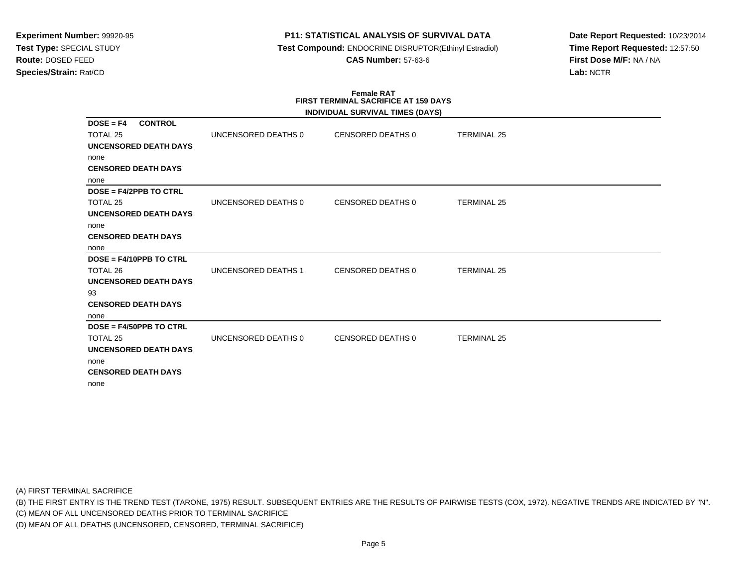**Experiment Number:** 99920-95
**Test Type:** SPECIAL STUDY
**Route:** DOSED FEED
**Species/Strain:** Rat/CD

**P11: STATISTICAL ANALYSIS OF SURVIVAL DATA**
**Test Compound:** ENDOCRINE DISRUPTOR(Ethinyl Estradiol)
**CAS Number:** 57-63-6

**Date Report Requested:** 10/23/2014
**Time Report Requested:** 12:57:50
**First Dose M/F:** NA / NA
**Lab:** NCTR

### Female RAT
### FIRST TERMINAL SACRIFICE AT 159 DAYS
### INDIVIDUAL SURVIVAL TIMES (DAYS)

**DOSE = F4 CONTROL**

| TOTAL 25 | UNCENSORED DEATHS 0 | CENSORED DEATHS 0 | TERMINAL 25 |
|---|---|---|---|

**UNCENSORED DEATH DAYS**
none
**CENSORED DEATH DAYS**
none

**DOSE = F4/2PPB TO CTRL**

| TOTAL 25 | UNCENSORED DEATHS 0 | CENSORED DEATHS 0 | TERMINAL 25 |
|---|---|---|---|

**UNCENSORED DEATH DAYS**
none
**CENSORED DEATH DAYS**
none

**DOSE = F4/10PPB TO CTRL**

| TOTAL 26 | UNCENSORED DEATHS 1 | CENSORED DEATHS 0 | TERMINAL 25 |
|---|---|---|---|

**UNCENSORED DEATH DAYS**
93
**CENSORED DEATH DAYS**
none

**DOSE = F4/50PPB TO CTRL**

| TOTAL 25 | UNCENSORED DEATHS 0 | CENSORED DEATHS 0 | TERMINAL 25 |
|---|---|---|---|

**UNCENSORED DEATH DAYS**
none
**CENSORED DEATH DAYS**
none

(A) FIRST TERMINAL SACRIFICE
(B) THE FIRST ENTRY IS THE TREND TEST (TARONE, 1975) RESULT. SUBSEQUENT ENTRIES ARE THE RESULTS OF PAIRWISE TESTS (COX, 1972). NEGATIVE TRENDS ARE INDICATED BY "N".
(C) MEAN OF ALL UNCENSORED DEATHS PRIOR TO TERMINAL SACRIFICE
(D) MEAN OF ALL DEATHS (UNCENSORED, CENSORED, TERMINAL SACRIFICE)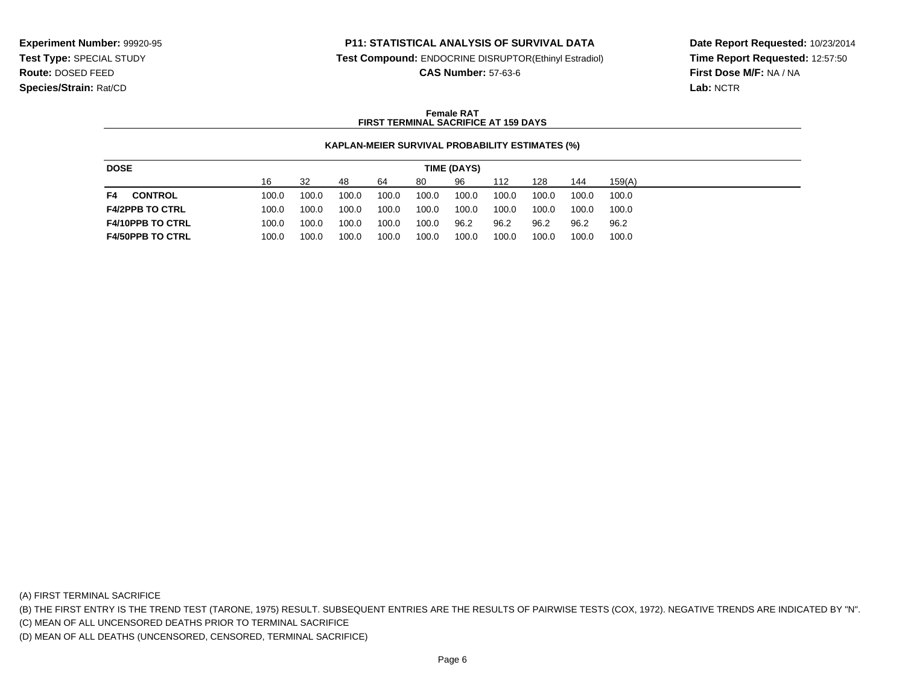**Experiment Number:** 99920-95
**Test Type:** SPECIAL STUDY
**Route:** DOSED FEED
**Species/Strain:** Rat/CD

**P11: STATISTICAL ANALYSIS OF SURVIVAL DATA**
**Test Compound:** ENDOCRINE DISRUPTOR(Ethinyl Estradiol)
**CAS Number:** 57-63-6

**Date Report Requested:** 10/23/2014
**Time Report Requested:** 12:57:50
**First Dose M/F:** NA / NA
**Lab:** NCTR

**Female RAT**
**FIRST TERMINAL SACRIFICE AT 159 DAYS**

**KAPLAN-MEIER SURVIVAL PROBABILITY ESTIMATES (%)**

| DOSE | TIME (DAYS) | | | | | | | | | |
|---|---|---|---|---|---|---|---|---|---|---|
| | 16 | 32 | 48 | 64 | 80 | 96 | 112 | 128 | 144 | 159(A) |
| **F4 CONTROL** | 100.0 | 100.0 | 100.0 | 100.0 | 100.0 | 100.0 | 100.0 | 100.0 | 100.0 | 100.0 |
| **F4/2PPB TO CTRL** | 100.0 | 100.0 | 100.0 | 100.0 | 100.0 | 100.0 | 100.0 | 100.0 | 100.0 | 100.0 |
| **F4/10PPB TO CTRL** | 100.0 | 100.0 | 100.0 | 100.0 | 100.0 | 96.2 | 96.2 | 96.2 | 96.2 | 96.2 |
| **F4/50PPB TO CTRL** | 100.0 | 100.0 | 100.0 | 100.0 | 100.0 | 100.0 | 100.0 | 100.0 | 100.0 | 100.0 |

(A) FIRST TERMINAL SACRIFICE
(B) THE FIRST ENTRY IS THE TREND TEST (TARONE, 1975) RESULT. SUBSEQUENT ENTRIES ARE THE RESULTS OF PAIRWISE TESTS (COX, 1972). NEGATIVE TRENDS ARE INDICATED BY "N".
(C) MEAN OF ALL UNCENSORED DEATHS PRIOR TO TERMINAL SACRIFICE
(D) MEAN OF ALL DEATHS (UNCENSORED, CENSORED, TERMINAL SACRIFICE)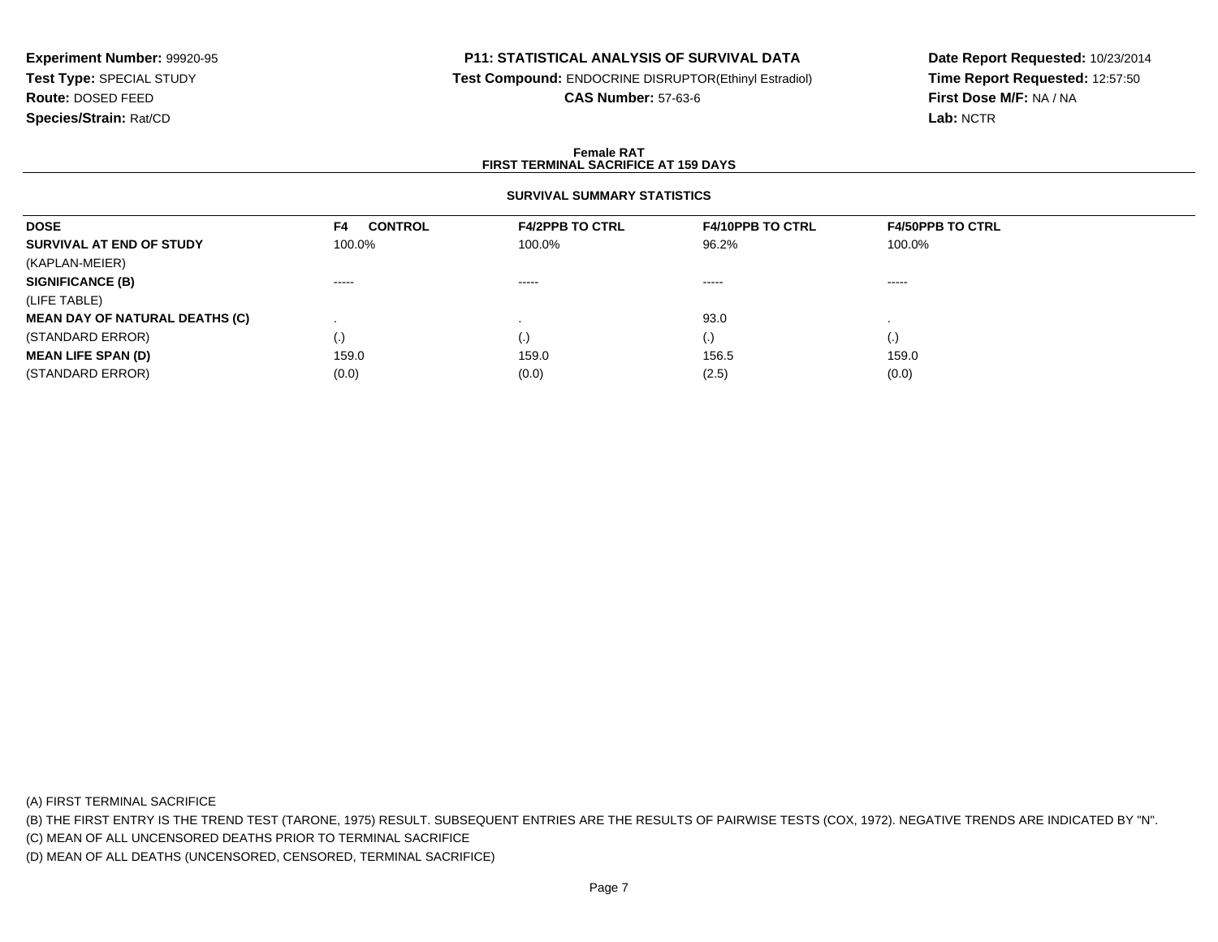**Experiment Number:** 99920-95
**Test Type:** SPECIAL STUDY
**Route:** DOSED FEED
**Species/Strain:** Rat/CD

**P11: STATISTICAL ANALYSIS OF SURVIVAL DATA**
**Test Compound:** ENDOCRINE DISRUPTOR(Ethinyl Estradiol)
**CAS Number:** 57-63-6

**Date Report Requested:** 10/23/2014
**Time Report Requested:** 12:57:50
**First Dose M/F:** NA / NA
**Lab:** NCTR

**Female RAT**
**FIRST TERMINAL SACRIFICE AT 159 DAYS**

**SURVIVAL SUMMARY STATISTICS**

| DOSE | F4 CONTROL | F4/2PPB TO CTRL | F4/10PPB TO CTRL | F4/50PPB TO CTRL |
|---|---|---|---|---|
| **SURVIVAL AT END OF STUDY** | 100.0% | 100.0% | 96.2% | 100.0% |
| (KAPLAN-MEIER) | | | | |
| **SIGNIFICANCE (B)** | ----- | ----- | ----- | ----- |
| (LIFE TABLE) | | | | |
| **MEAN DAY OF NATURAL DEATHS (C)** | . | . | 93.0 | . |
| (STANDARD ERROR) | (.) | (.) | (.) | (.) |
| **MEAN LIFE SPAN (D)** | 159.0 | 159.0 | 156.5 | 159.0 |
| (STANDARD ERROR) | (0.0) | (0.0) | (2.5) | (0.0) |

(A) FIRST TERMINAL SACRIFICE
(B) THE FIRST ENTRY IS THE TREND TEST (TARONE, 1975) RESULT. SUBSEQUENT ENTRIES ARE THE RESULTS OF PAIRWISE TESTS (COX, 1972). NEGATIVE TRENDS ARE INDICATED BY "N".
(C) MEAN OF ALL UNCENSORED DEATHS PRIOR TO TERMINAL SACRIFICE
(D) MEAN OF ALL DEATHS (UNCENSORED, CENSORED, TERMINAL SACRIFICE)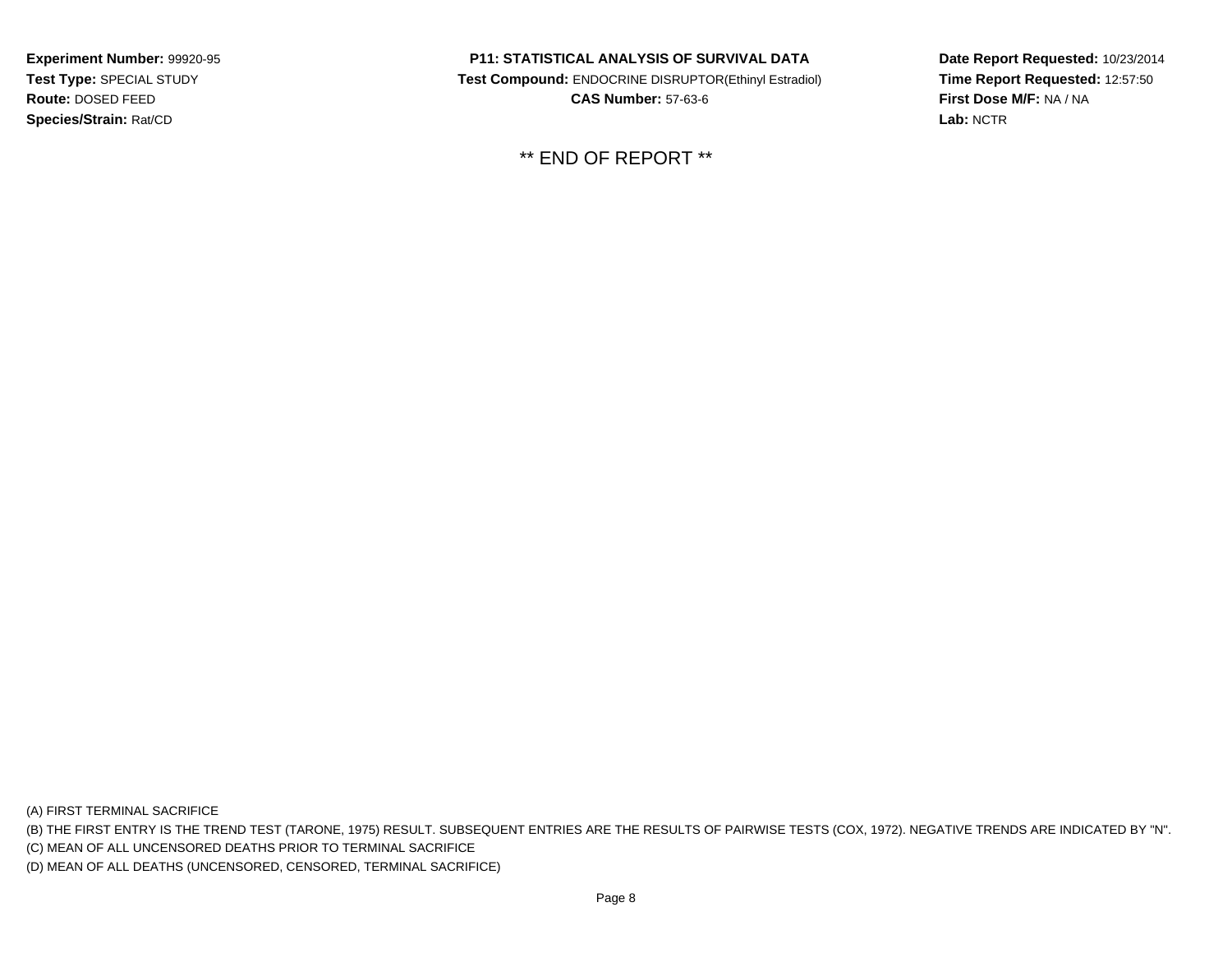**Experiment Number:** 99920-95
**Test Type:** SPECIAL STUDY
**Route:** DOSED FEED
**Species/Strain:** Rat/CD

**P11: STATISTICAL ANALYSIS OF SURVIVAL DATA**
**Test Compound:** ENDOCRINE DISRUPTOR(Ethinyl Estradiol)
**CAS Number:** 57-63-6

**Date Report Requested:** 10/23/2014
**Time Report Requested:** 12:57:50
**First Dose M/F:** NA / NA
**Lab:** NCTR

** END OF REPORT **

(A) FIRST TERMINAL SACRIFICE
(B) THE FIRST ENTRY IS THE TREND TEST (TARONE, 1975) RESULT. SUBSEQUENT ENTRIES ARE THE RESULTS OF PAIRWISE TESTS (COX, 1972). NEGATIVE TRENDS ARE INDICATED BY "N".
(C) MEAN OF ALL UNCENSORED DEATHS PRIOR TO TERMINAL SACRIFICE
(D) MEAN OF ALL DEATHS (UNCENSORED, CENSORED, TERMINAL SACRIFICE)